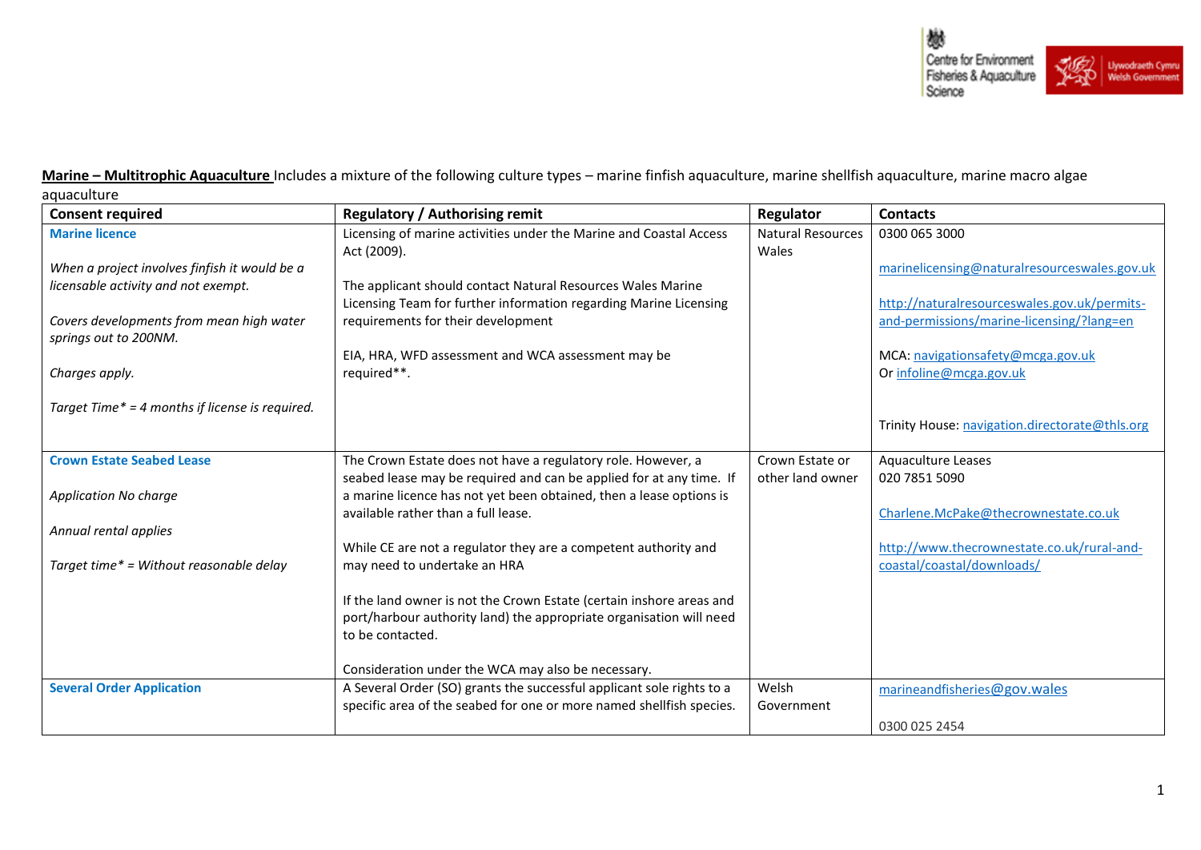**Marine – Multitrophic Aquaculture** Includes a mixture of the following culture types – marine finfish aquaculture, marine shellfish aquaculture, marine macro algae aquaculture

| Consent required | Regulatory / Authorising remit | Regulator | Contacts |
|---|---|---|---|
| **Marine licence**<br><br>*When a project involves finfish it would be a licensable activity and not exempt.*<br><br>*Covers developments from mean high water springs out to 200NM.*<br><br>*Charges apply.*<br><br>*Target Time* = 4 months if license is required.* | Licensing of marine activities under the Marine and Coastal Access Act (2009).<br><br>The applicant should contact Natural Resources Wales Marine Licensing Team for further information regarding Marine Licensing requirements for their development<br><br>EIA, HRA, WFD assessment and WCA assessment may be required**. | Natural Resources Wales | 0300 065 3000<br><br>marinelicensing@naturalresourceswales.gov.uk<br><br>http://naturalresourceswales.gov.uk/permits-and-permissions/marine-licensing/?lang=en<br><br>MCA: navigationsafety@mcga.gov.uk<br>Or infoline@mcga.gov.uk<br><br>Trinity House: navigation.directorate@thls.org |
| **Crown Estate Seabed Lease**<br><br>*Application No charge*<br><br>*Annual rental applies*<br><br>*Target time* = Without reasonable delay* | The Crown Estate does not have a regulatory role. However, a seabed lease may be required and can be applied for at any time. If a marine licence has not yet been obtained, then a lease options is available rather than a full lease.<br><br>While CE are not a regulator they are a competent authority and may need to undertake an HRA<br><br>If the land owner is not the Crown Estate (certain inshore areas and port/harbour authority land) the appropriate organisation will need to be contacted.<br><br>Consideration under the WCA may also be necessary. | Crown Estate or other land owner | Aquaculture Leases<br>020 7851 5090<br><br>Charlene.McPake@thecrownestate.co.uk<br><br>http://www.thecrownestate.co.uk/rural-and-coastal/coastal/downloads/ |
| **Several Order Application** | A Several Order (SO) grants the successful applicant sole rights to a specific area of the seabed for one or more named shellfish species. | Welsh Government | marineandfisheries@gov.wales<br><br>0300 025 2454 |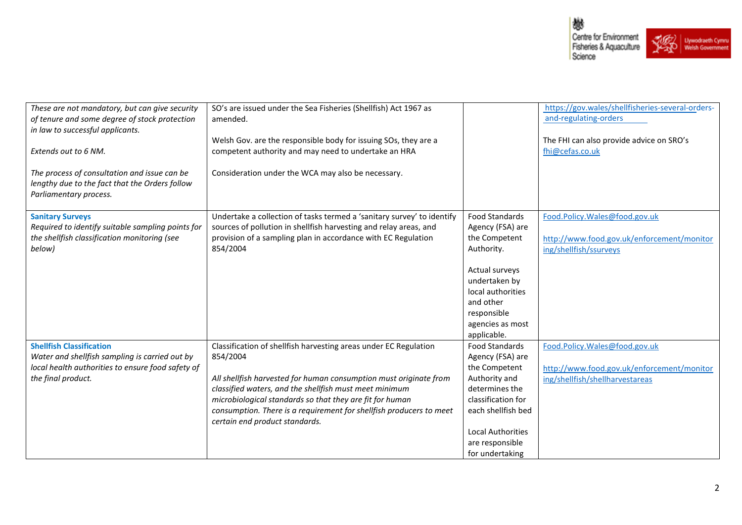| | | | |
|---|---|---|---|
| *These are not mandatory, but can give security of tenure and some degree of stock protection in law to successful applicants.*<br><br>*Extends out to 6 NM.*<br><br>*The process of consultation and issue can be lengthy due to the fact that the Orders follow Parliamentary process.* | SO's are issued under the Sea Fisheries (Shellfish) Act 1967 as amended.<br><br>Welsh Gov. are the responsible body for issuing SOs, they are a competent authority and may need to undertake an HRA<br><br>Consideration under the WCA may also be necessary. | | https://gov.wales/shellfisheries-several-orders-and-regulating-orders<br><br>The FHI can also provide advice on SRO's fhi@cefas.co.uk |
| **Sanitary Surveys**<br>*Required to identify suitable sampling points for the shellfish classification monitoring (see below)* | Undertake a collection of tasks termed a 'sanitary survey' to identify sources of pollution in shellfish harvesting and relay areas, and provision of a sampling plan in accordance with EC Regulation 854/2004 | Food Standards Agency (FSA) are the Competent Authority.<br><br>Actual surveys undertaken by local authorities and other responsible agencies as most applicable. | Food.Policy.Wales@food.gov.uk<br><br>http://www.food.gov.uk/enforcement/monitoring/shellfish/ssurveys |
| **Shellfish Classification**<br>*Water and shellfish sampling is carried out by local health authorities to ensure food safety of the final product.* | Classification of shellfish harvesting areas under EC Regulation 854/2004<br><br>*All shellfish harvested for human consumption must originate from classified waters, and the shellfish must meet minimum microbiological standards so that they are fit for human consumption. There is a requirement for shellfish producers to meet certain end product standards.* | Food Standards Agency (FSA) are the Competent Authority and determines the classification for each shellfish bed<br><br>Local Authorities are responsible for undertaking | Food.Policy.Wales@food.gov.uk<br><br>http://www.food.gov.uk/enforcement/monitoring/shellfish/shellharvestareas |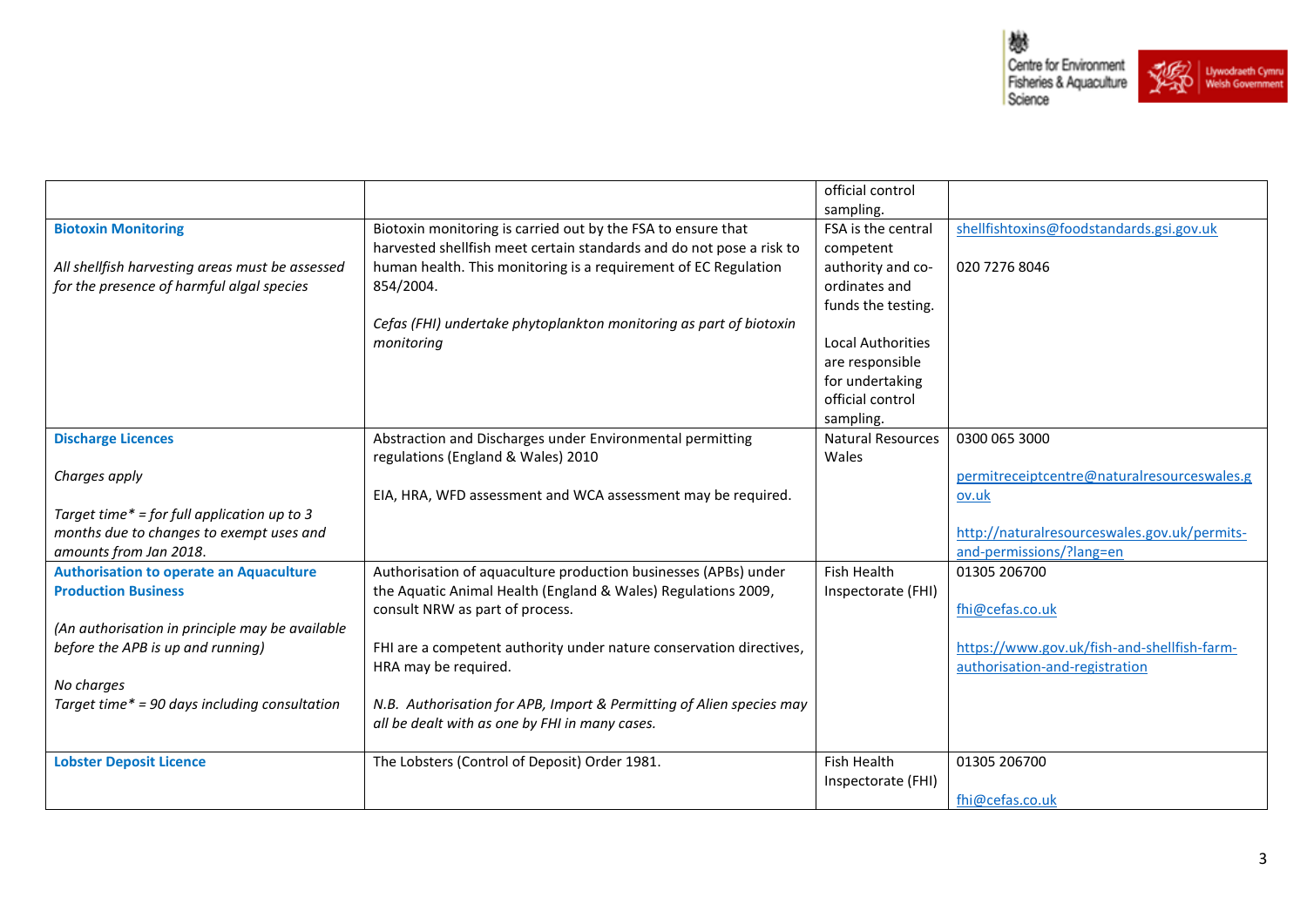| | | | |
|---|---|---|---|
| | | official control sampling. | |
| **Biotoxin Monitoring**<br><br>*All shellfish harvesting areas must be assessed for the presence of harmful algal species* | Biotoxin monitoring is carried out by the FSA to ensure that harvested shellfish meet certain standards and do not pose a risk to human health. This monitoring is a requirement of EC Regulation 854/2004.<br><br>*Cefas (FHI) undertake phytoplankton monitoring as part of biotoxin monitoring* | FSA is the central competent authority and co-ordinates and funds the testing.<br><br>Local Authorities are responsible for undertaking official control sampling. | shellfishtoxins@foodstandards.gsi.gov.uk<br><br>020 7276 8046 |
| **Discharge Licences**<br><br>*Charges apply*<br><br>*Target time* = for full application up to 3 months due to changes to exempt uses and amounts from Jan 2018.* | Abstraction and Discharges under Environmental permitting regulations (England & Wales) 2010<br><br>EIA, HRA, WFD assessment and WCA assessment may be required. | Natural Resources Wales | 0300 065 3000<br><br>permitreceiptcentre@naturalresourceswales.gov.uk<br><br>http://naturalresourceswales.gov.uk/permits-and-permissions/?lang=en |
| **Authorisation to operate an Aquaculture Production Business**<br><br>*(An authorisation in principle may be available before the APB is up and running)*<br><br>*No charges*<br>*Target time* = 90 days including consultation* | Authorisation of aquaculture production businesses (APBs) under the Aquatic Animal Health (England & Wales) Regulations 2009, consult NRW as part of process.<br><br>FHI are a competent authority under nature conservation directives, HRA may be required.<br><br>*N.B. Authorisation for APB, Import & Permitting of Alien species may all be dealt with as one by FHI in many cases.* | Fish Health Inspectorate (FHI) | 01305 206700<br><br>fhi@cefas.co.uk<br><br>https://www.gov.uk/fish-and-shellfish-farm-authorisation-and-registration |
| **Lobster Deposit Licence** | The Lobsters (Control of Deposit) Order 1981. | Fish Health Inspectorate (FHI) | 01305 206700<br><br>fhi@cefas.co.uk |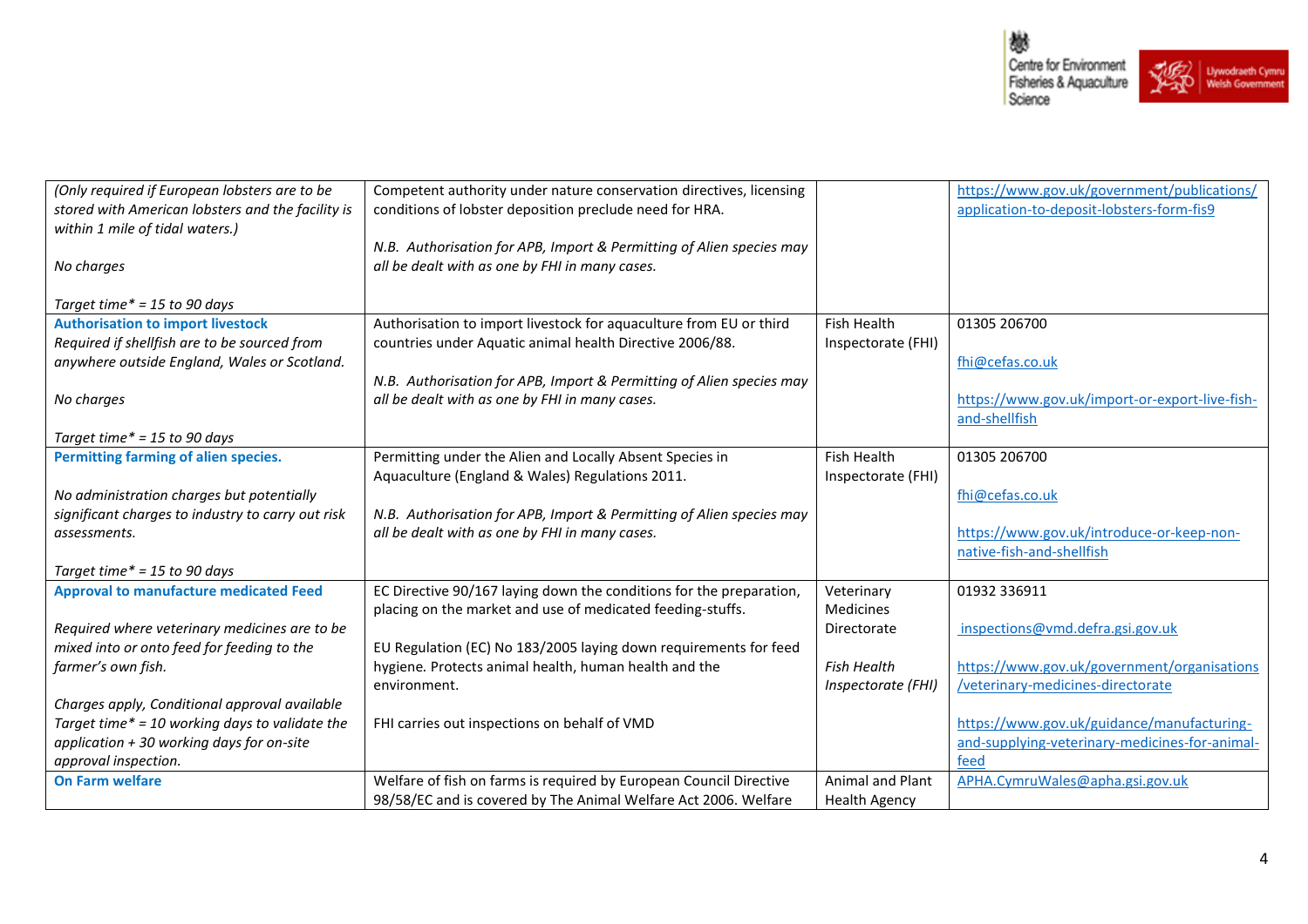| | | | |
|---|---|---|---|
| *(Only required if European lobsters are to be stored with American lobsters and the facility is within 1 mile of tidal waters.)*<br><br>*No charges*<br><br>*Target time* = 15 to 90 days* | Competent authority under nature conservation directives, licensing conditions of lobster deposition preclude need for HRA.<br><br>*N.B. Authorisation for APB, Import & Permitting of Alien species may all be dealt with as one by FHI in many cases.* | | https://www.gov.uk/government/publications/application-to-deposit-lobsters-form-fis9 |
| **Authorisation to import livestock**<br>*Required if shellfish are to be sourced from anywhere outside England, Wales or Scotland.*<br><br>*No charges*<br><br>*Target time* = 15 to 90 days* | Authorisation to import livestock for aquaculture from EU or third countries under Aquatic animal health Directive 2006/88.<br><br>*N.B. Authorisation for APB, Import & Permitting of Alien species may all be dealt with as one by FHI in many cases.* | Fish Health Inspectorate (FHI) | 01305 206700<br><br>fhi@cefas.co.uk<br><br>https://www.gov.uk/import-or-export-live-fish-and-shellfish |
| **Permitting farming of alien species.**<br><br>*No administration charges but potentially significant charges to industry to carry out risk assessments.*<br><br>*Target time* = 15 to 90 days* | Permitting under the Alien and Locally Absent Species in Aquaculture (England & Wales) Regulations 2011.<br><br>*N.B. Authorisation for APB, Import & Permitting of Alien species may all be dealt with as one by FHI in many cases.* | Fish Health Inspectorate (FHI) | 01305 206700<br><br>fhi@cefas.co.uk<br><br>https://www.gov.uk/introduce-or-keep-non-native-fish-and-shellfish |
| **Approval to manufacture medicated Feed**<br><br>*Required where veterinary medicines are to be mixed into or onto feed for feeding to the farmer's own fish.*<br><br>*Charges apply, Conditional approval available Target time* = 10 working days to validate the application + 30 working days for on-site approval inspection.* | EC Directive 90/167 laying down the conditions for the preparation, placing on the market and use of medicated feeding-stuffs.<br><br>EU Regulation (EC) No 183/2005 laying down requirements for feed hygiene. Protects animal health, human health and the environment.<br><br>FHI carries out inspections on behalf of VMD | Veterinary Medicines Directorate<br><br>*Fish Health Inspectorate (FHI)* | 01932 336911<br><br>inspections@vmd.defra.gsi.gov.uk<br><br>https://www.gov.uk/government/organisations/veterinary-medicines-directorate<br><br>https://www.gov.uk/guidance/manufacturing-and-supplying-veterinary-medicines-for-animal-feed |
| **On Farm welfare** | Welfare of fish on farms is required by European Council Directive 98/58/EC and is covered by The Animal Welfare Act 2006. Welfare | Animal and Plant Health Agency | APHA.CymruWales@apha.gsi.gov.uk |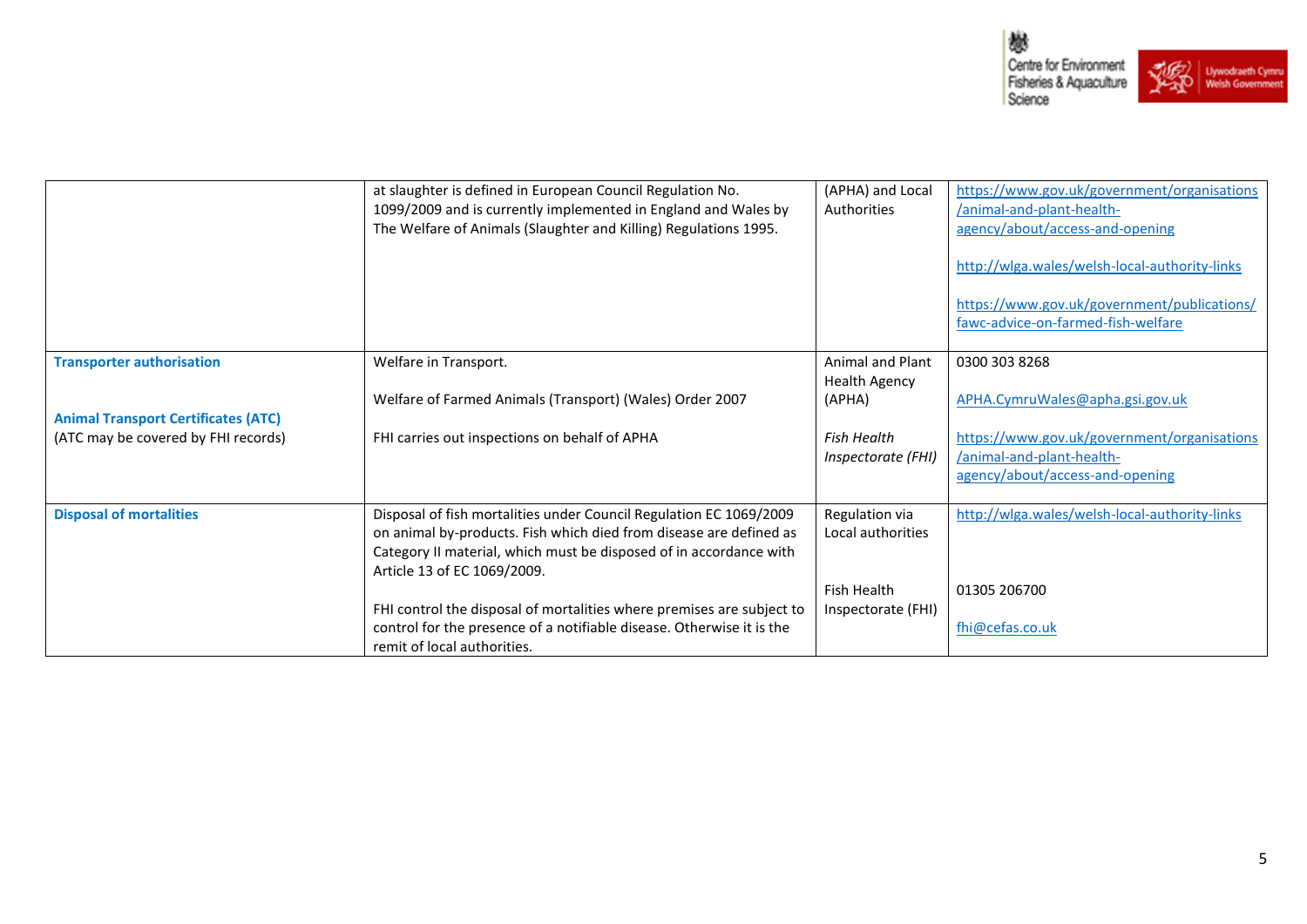| | | | |
|---|---|---|---|
| | at slaughter is defined in European Council Regulation No. 1099/2009 and is currently implemented in England and Wales by The Welfare of Animals (Slaughter and Killing) Regulations 1995. | (APHA) and Local Authorities | https://www.gov.uk/government/organisations/animal-and-plant-health-agency/about/access-and-opening<br><br>http://wlga.wales/welsh-local-authority-links<br><br>https://www.gov.uk/government/publications/fawc-advice-on-farmed-fish-welfare |
| **Transporter authorisation**<br><br>**Animal Transport Certificates (ATC)**<br>(ATC may be covered by FHI records) | Welfare in Transport.<br><br>Welfare of Farmed Animals (Transport) (Wales) Order 2007<br><br>FHI carries out inspections on behalf of APHA | Animal and Plant Health Agency (APHA)<br><br>*Fish Health Inspectorate (FHI)* | 0300 303 8268<br><br>APHA.CymruWales@apha.gsi.gov.uk<br><br>https://www.gov.uk/government/organisations/animal-and-plant-health-agency/about/access-and-opening |
| **Disposal of mortalities** | Disposal of fish mortalities under Council Regulation EC 1069/2009 on animal by-products. Fish which died from disease are defined as Category II material, which must be disposed of in accordance with Article 13 of EC 1069/2009.<br><br>FHI control the disposal of mortalities where premises are subject to control for the presence of a notifiable disease. Otherwise it is the remit of local authorities. | Regulation via Local authorities<br><br>Fish Health Inspectorate (FHI) | http://wlga.wales/welsh-local-authority-links<br><br>01305 206700<br><br>fhi@cefas.co.uk |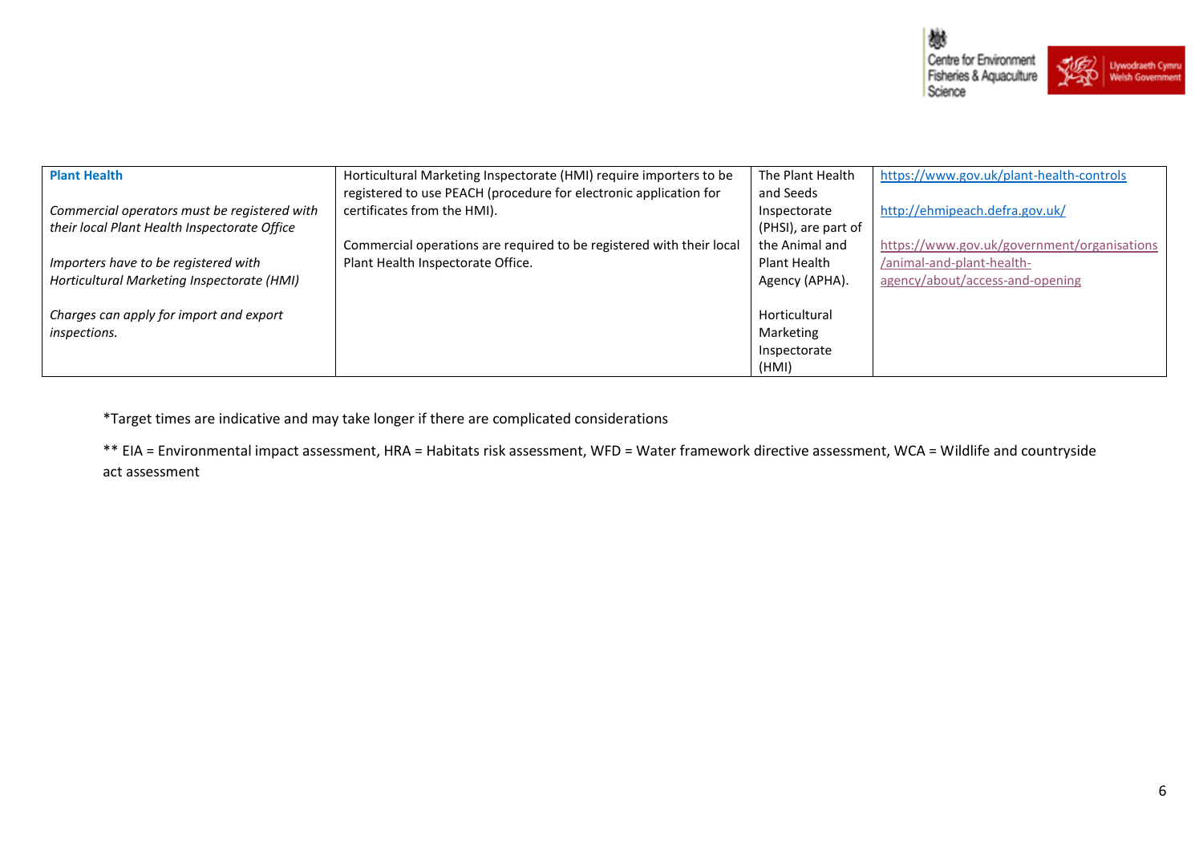| | | | |
|---|---|---|---|
| **Plant Health**<br><br>*Commercial operators must be registered with their local Plant Health Inspectorate Office*<br><br>*Importers have to be registered with Horticultural Marketing Inspectorate (HMI)*<br><br>*Charges can apply for import and export inspections.* | Horticultural Marketing Inspectorate (HMI) require importers to be registered to use PEACH (procedure for electronic application for certificates from the HMI).<br><br>Commercial operations are required to be registered with their local Plant Health Inspectorate Office. | The Plant Health and Seeds Inspectorate (PHSI), are part of the Animal and Plant Health Agency (APHA).<br><br>Horticultural Marketing Inspectorate (HMI) | https://www.gov.uk/plant-health-controls<br><br>http://ehmipeach.defra.gov.uk/<br><br>https://www.gov.uk/government/organisations/animal-and-plant-health-agency/about/access-and-opening |

*Target times are indicative and may take longer if there are complicated considerations

** EIA = Environmental impact assessment, HRA = Habitats risk assessment, WFD = Water framework directive assessment, WCA = Wildlife and countryside act assessment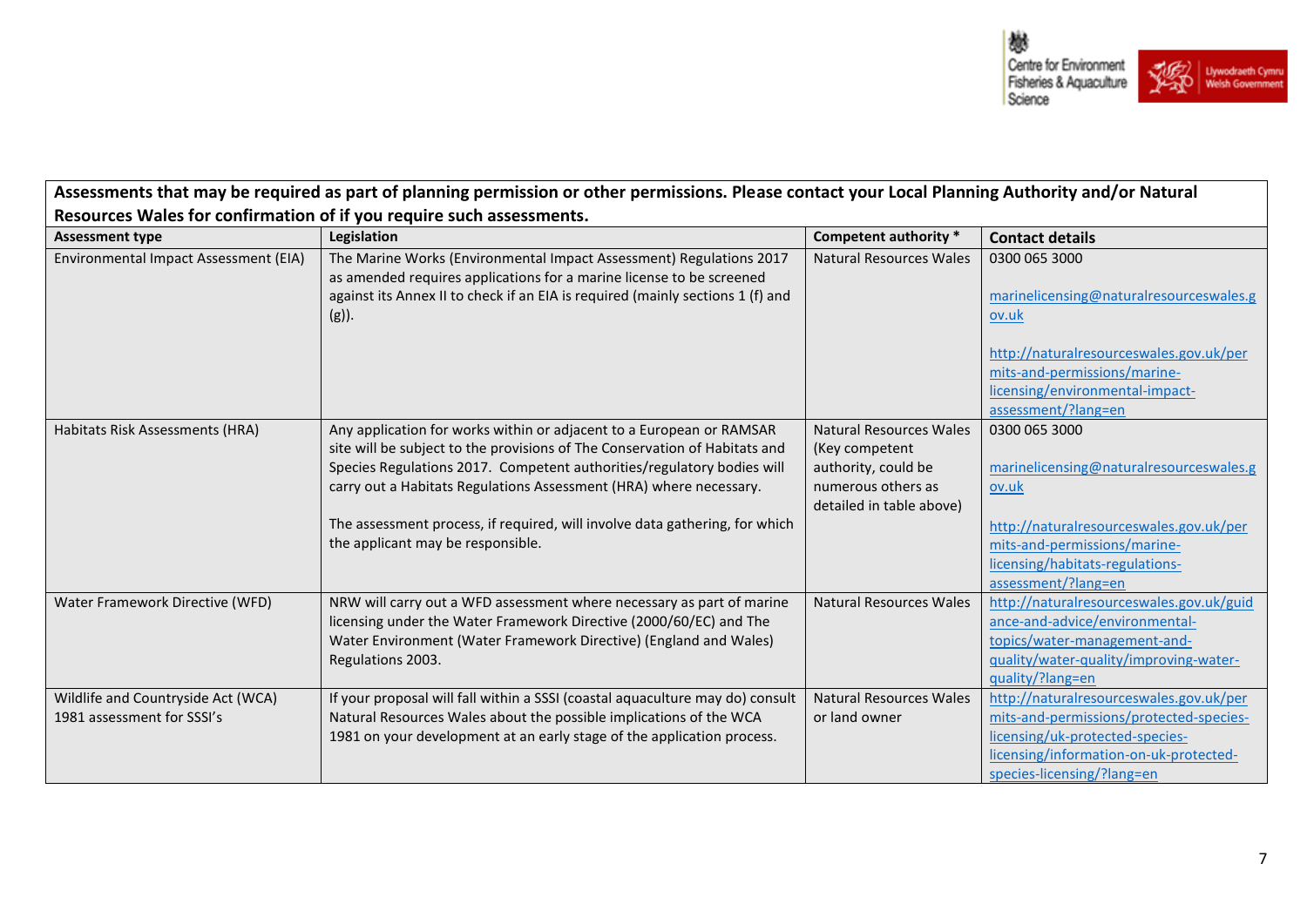| Assessments that may be required as part of planning permission or other permissions. Please contact your Local Planning Authority and/or Natural Resources Wales for confirmation of if you require such assessments. | | | |
|---|---|---|---|
| **Assessment type** | **Legislation** | **Competent authority \*** | **Contact details** |
| Environmental Impact Assessment (EIA) | The Marine Works (Environmental Impact Assessment) Regulations 2017 as amended requires applications for a marine license to be screened against its Annex II to check if an EIA is required (mainly sections 1 (f) and (g)). | Natural Resources Wales | 0300 065 3000<br><br>marinelicensing@naturalresourceswales.gov.uk<br><br>http://naturalresourceswales.gov.uk/permits-and-permissions/marine-licensing/environmental-impact-assessment/?lang=en |
| Habitats Risk Assessments (HRA) | Any application for works within or adjacent to a European or RAMSAR site will be subject to the provisions of The Conservation of Habitats and Species Regulations 2017. Competent authorities/regulatory bodies will carry out a Habitats Regulations Assessment (HRA) where necessary.<br><br>The assessment process, if required, will involve data gathering, for which the applicant may be responsible. | Natural Resources Wales (Key competent authority, could be numerous others as detailed in table above) | 0300 065 3000<br><br>marinelicensing@naturalresourceswales.gov.uk<br><br>http://naturalresourceswales.gov.uk/permits-and-permissions/marine-licensing/habitats-regulations-assessment/?lang=en |
| Water Framework Directive (WFD) | NRW will carry out a WFD assessment where necessary as part of marine licensing under the Water Framework Directive (2000/60/EC) and The Water Environment (Water Framework Directive) (England and Wales) Regulations 2003. | Natural Resources Wales | http://naturalresourceswales.gov.uk/guidance-and-advice/environmental-topics/water-management-and-quality/water-quality/improving-water-quality/?lang=en |
| Wildlife and Countryside Act (WCA) 1981 assessment for SSSI's | If your proposal will fall within a SSSI (coastal aquaculture may do) consult Natural Resources Wales about the possible implications of the WCA 1981 on your development at an early stage of the application process. | Natural Resources Wales or land owner | http://naturalresourceswales.gov.uk/permits-and-permissions/protected-species-licensing/uk-protected-species-licensing/information-on-uk-protected-species-licensing/?lang=en |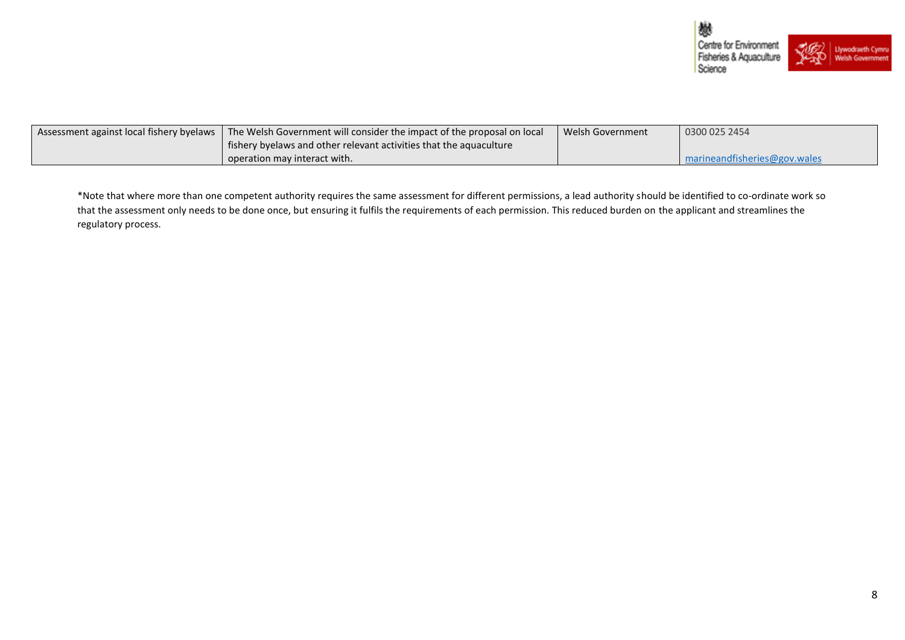| | | | |
|---|---|---|---|
| Assessment against local fishery byelaws | The Welsh Government will consider the impact of the proposal on local fishery byelaws and other relevant activities that the aquaculture operation may interact with. | Welsh Government | 0300 025 2454<br><br>marineandfisheries@gov.wales |

*Note that where more than one competent authority requires the same assessment for different permissions, a lead authority should be identified to co-ordinate work so that the assessment only needs to be done once, but ensuring it fulfils the requirements of each permission. This reduced burden on the applicant and streamlines the regulatory process.